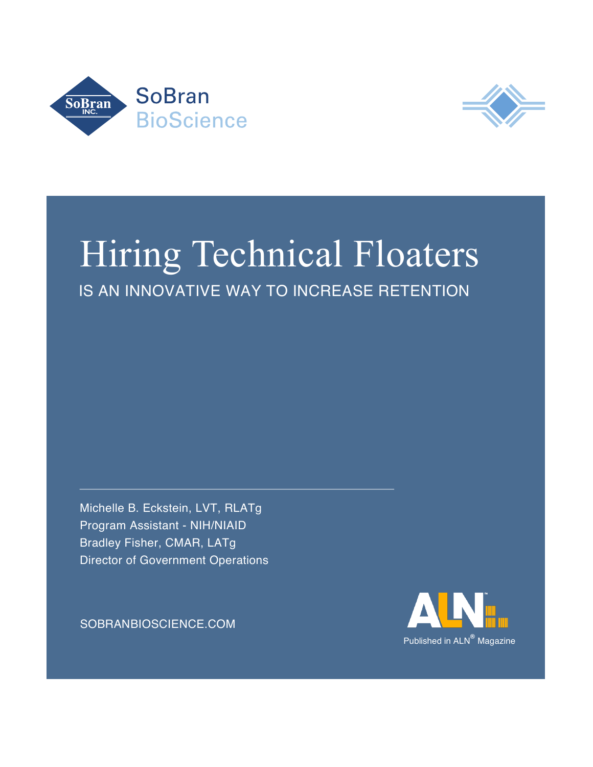SoBran BioScience

# Hiring Technical Floaters

## IS AN INNOVATIVE WAY TO INCREASE RETENTION

Michelle B. Eckstein, LVT, RLATg
Program Assistant - NIH/NIAID
Bradley Fisher, CMAR, LATg
Director of Government Operations

SOBRANBIOSCIENCE.COM

Published in ALN® Magazine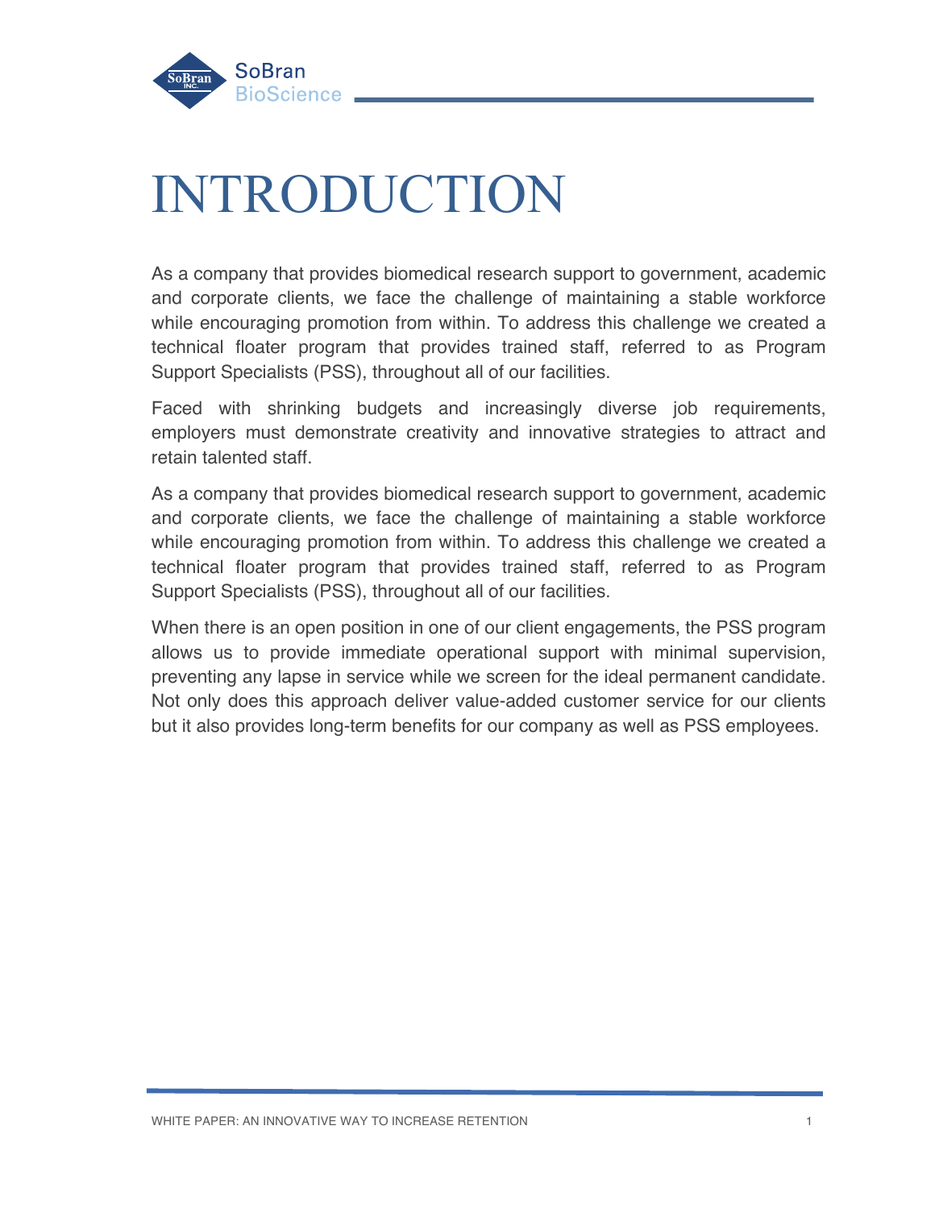# INTRODUCTION

As a company that provides biomedical research support to government, academic and corporate clients, we face the challenge of maintaining a stable workforce while encouraging promotion from within. To address this challenge we created a technical floater program that provides trained staff, referred to as Program Support Specialists (PSS), throughout all of our facilities.

Faced with shrinking budgets and increasingly diverse job requirements, employers must demonstrate creativity and innovative strategies to attract and retain talented staff.

As a company that provides biomedical research support to government, academic and corporate clients, we face the challenge of maintaining a stable workforce while encouraging promotion from within. To address this challenge we created a technical floater program that provides trained staff, referred to as Program Support Specialists (PSS), throughout all of our facilities.

When there is an open position in one of our client engagements, the PSS program allows us to provide immediate operational support with minimal supervision, preventing any lapse in service while we screen for the ideal permanent candidate. Not only does this approach deliver value-added customer service for our clients but it also provides long-term benefits for our company as well as PSS employees.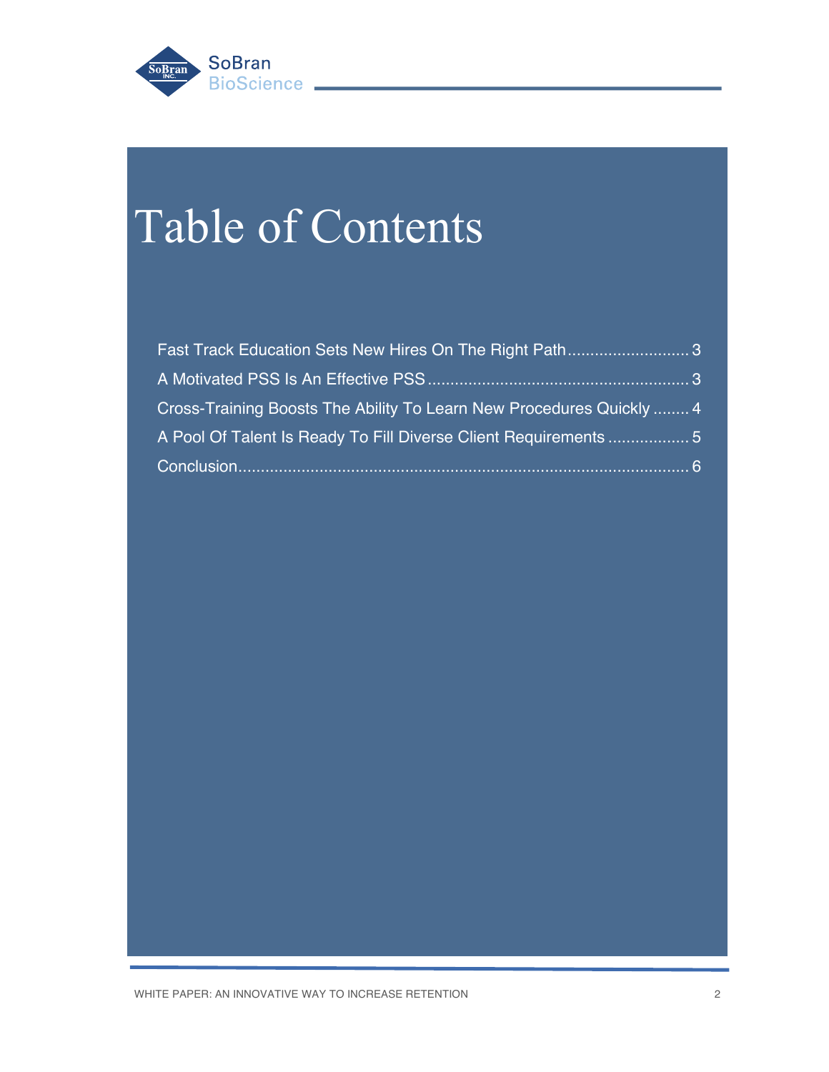# Table of Contents

Fast Track Education Sets New Hires On The Right Path ........................... 3

A Motivated PSS Is An Effective PSS ......................................................... 3

Cross-Training Boosts The Ability To Learn New Procedures Quickly ........ 4

A Pool Of Talent Is Ready To Fill Diverse Client Requirements .................. 5

Conclusion.................................................................................................. 6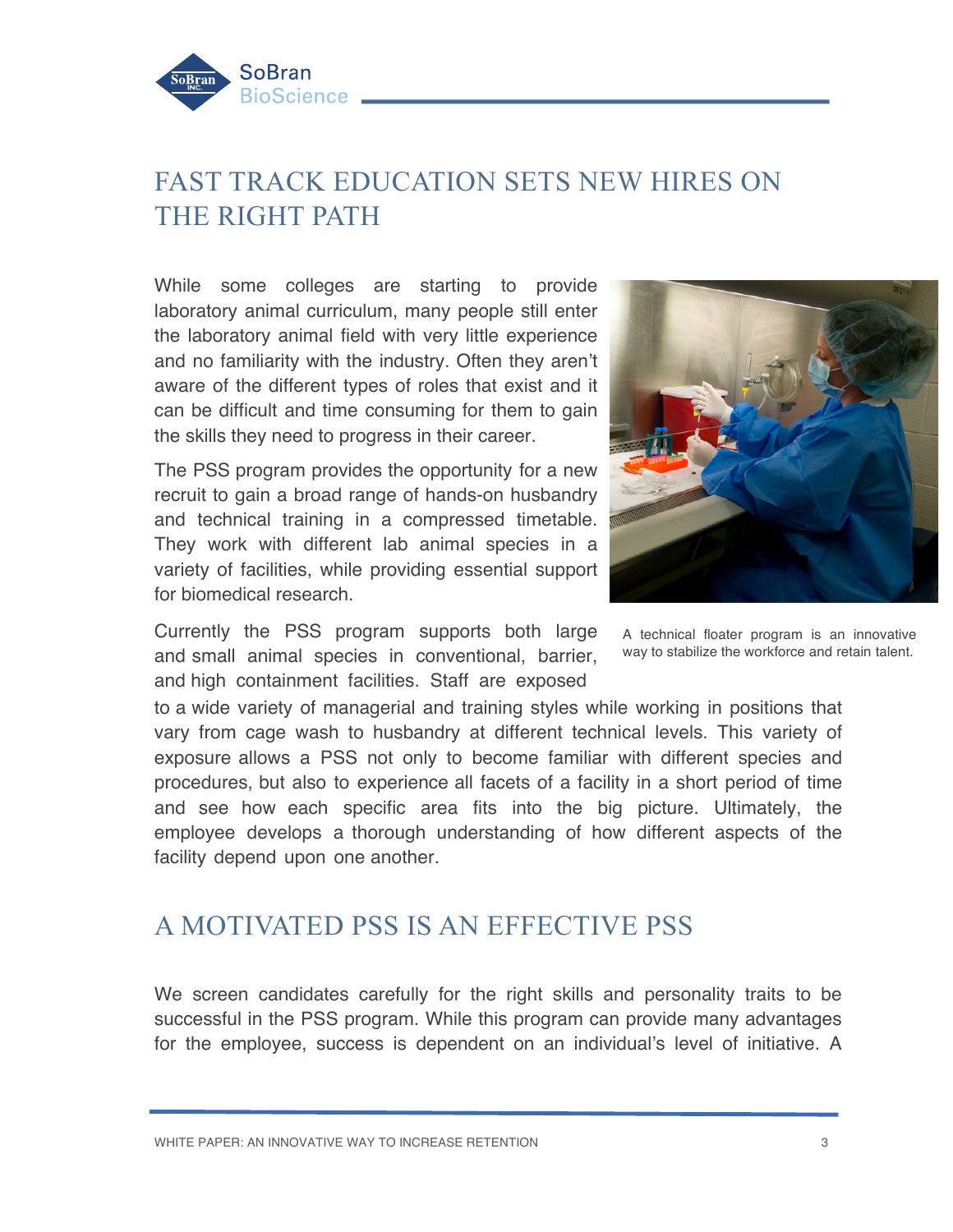## FAST TRACK EDUCATION SETS NEW HIRES ON THE RIGHT PATH

While some colleges are starting to provide laboratory animal curriculum, many people still enter the laboratory animal field with very little experience and no familiarity with the industry. Often they aren't aware of the different types of roles that exist and it can be difficult and time consuming for them to gain the skills they need to progress in their career.

The PSS program provides the opportunity for a new recruit to gain a broad range of hands-on husbandry and technical training in a compressed timetable. They work with different lab animal species in a variety of facilities, while providing essential support for biomedical research.

A technical floater program is an innovative way to stabilize the workforce and retain talent.

Currently the PSS program supports both large and small animal species in conventional, barrier, and high containment facilities. Staff are exposed to a wide variety of managerial and training styles while working in positions that vary from cage wash to husbandry at different technical levels. This variety of exposure allows a PSS not only to become familiar with different species and procedures, but also to experience all facets of a facility in a short period of time and see how each specific area fits into the big picture. Ultimately, the employee develops a thorough understanding of how different aspects of the facility depend upon one another.

## A MOTIVATED PSS IS AN EFFECTIVE PSS

We screen candidates carefully for the right skills and personality traits to be successful in the PSS program. While this program can provide many advantages for the employee, success is dependent on an individual's level of initiative. A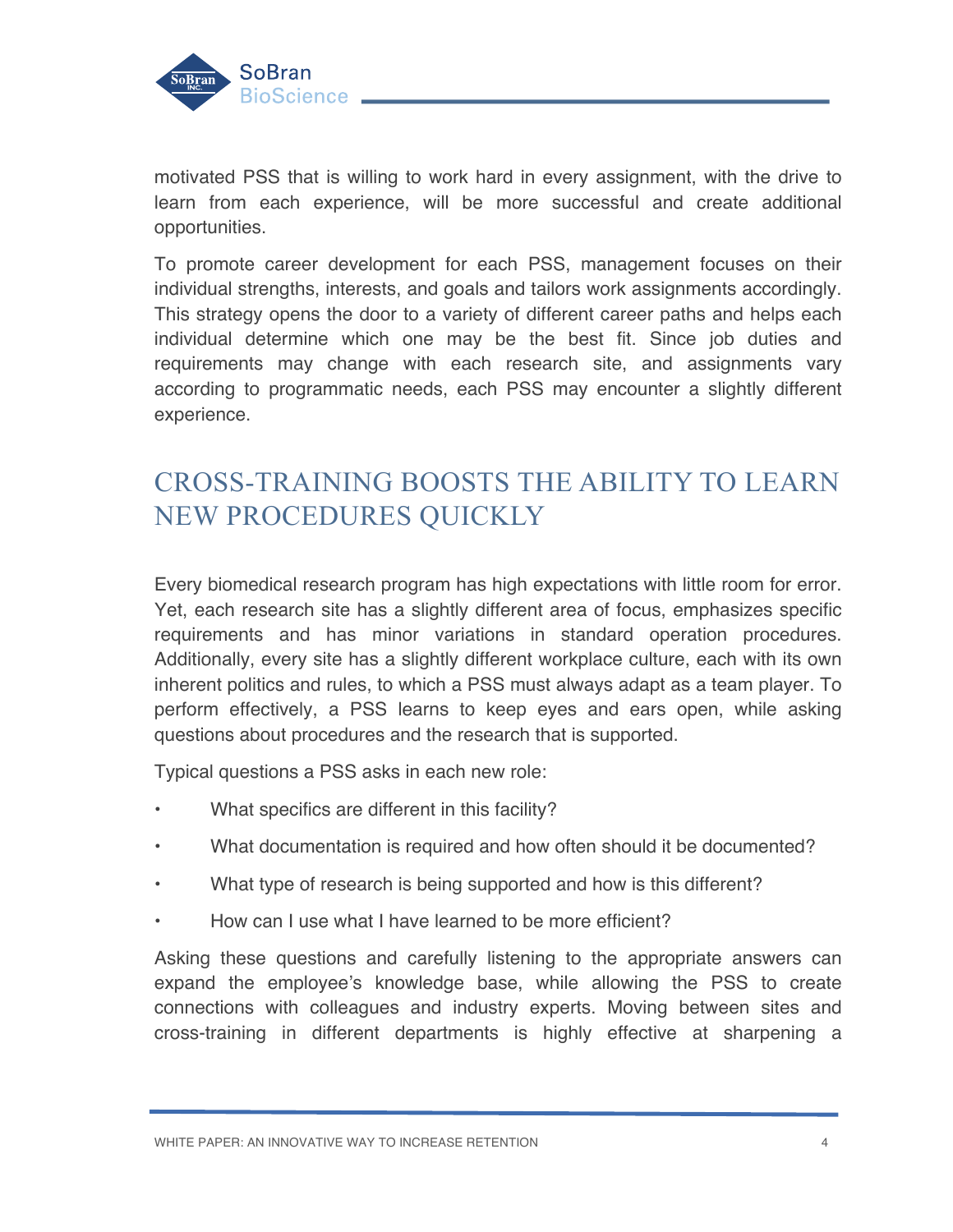motivated PSS that is willing to work hard in every assignment, with the drive to learn from each experience, will be more successful and create additional opportunities.

To promote career development for each PSS, management focuses on their individual strengths, interests, and goals and tailors work assignments accordingly. This strategy opens the door to a variety of different career paths and helps each individual determine which one may be the best fit. Since job duties and requirements may change with each research site, and assignments vary according to programmatic needs, each PSS may encounter a slightly different experience.

## CROSS-TRAINING BOOSTS THE ABILITY TO LEARN NEW PROCEDURES QUICKLY

Every biomedical research program has high expectations with little room for error. Yet, each research site has a slightly different area of focus, emphasizes specific requirements and has minor variations in standard operation procedures. Additionally, every site has a slightly different workplace culture, each with its own inherent politics and rules, to which a PSS must always adapt as a team player. To perform effectively, a PSS learns to keep eyes and ears open, while asking questions about procedures and the research that is supported.

Typical questions a PSS asks in each new role:

- What specifics are different in this facility?
- What documentation is required and how often should it be documented?
- What type of research is being supported and how is this different?
- How can I use what I have learned to be more efficient?

Asking these questions and carefully listening to the appropriate answers can expand the employee's knowledge base, while allowing the PSS to create connections with colleagues and industry experts. Moving between sites and cross-training in different departments is highly effective at sharpening a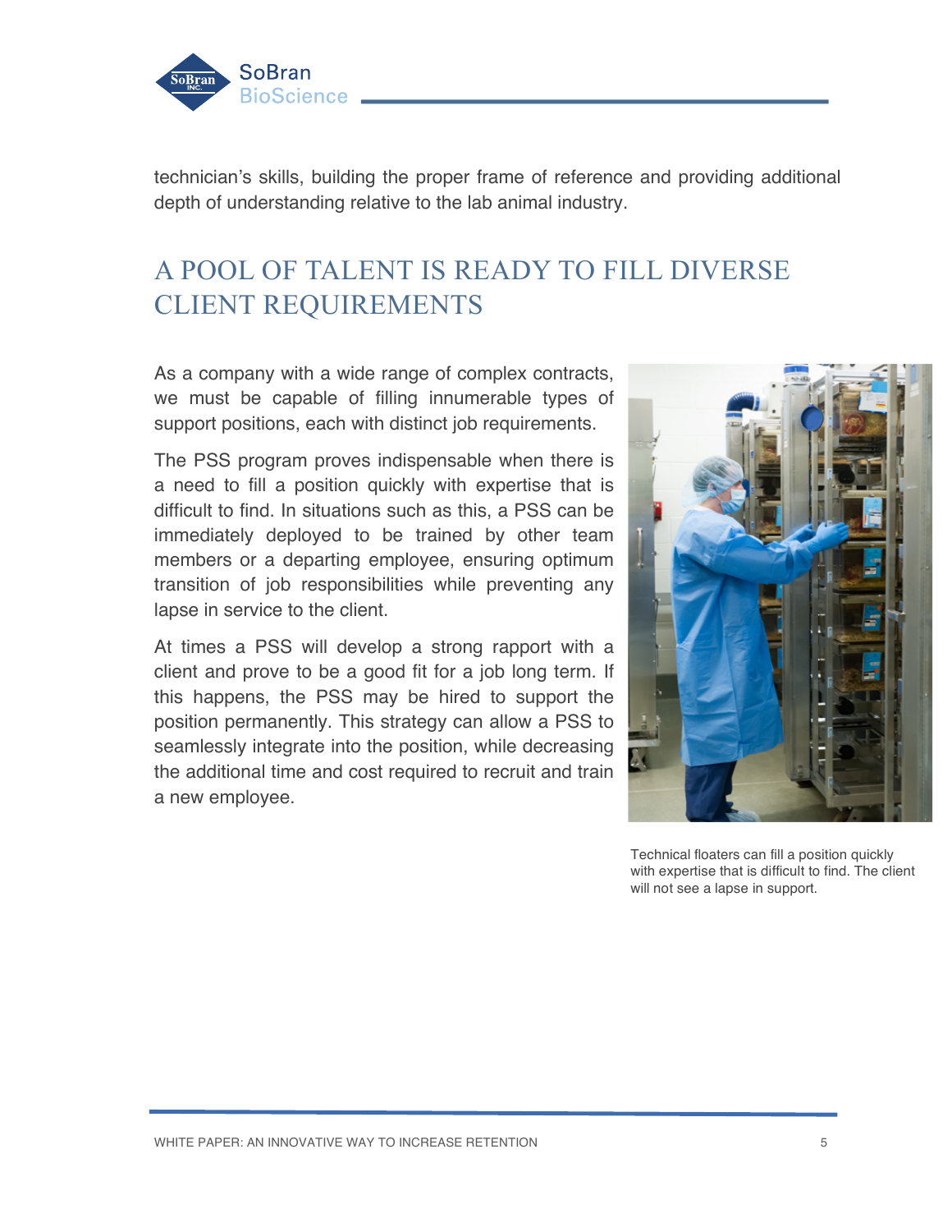technician's skills, building the proper frame of reference and providing additional depth of understanding relative to the lab animal industry.

## A POOL OF TALENT IS READY TO FILL DIVERSE CLIENT REQUIREMENTS

As a company with a wide range of complex contracts, we must be capable of filling innumerable types of support positions, each with distinct job requirements.

The PSS program proves indispensable when there is a need to fill a position quickly with expertise that is difficult to find. In situations such as this, a PSS can be immediately deployed to be trained by other team members or a departing employee, ensuring optimum transition of job responsibilities while preventing any lapse in service to the client.

At times a PSS will develop a strong rapport with a client and prove to be a good fit for a job long term. If this happens, the PSS may be hired to support the position permanently. This strategy can allow a PSS to seamlessly integrate into the position, while decreasing the additional time and cost required to recruit and train a new employee.

Technical floaters can fill a position quickly with expertise that is difficult to find. The client will not see a lapse in support.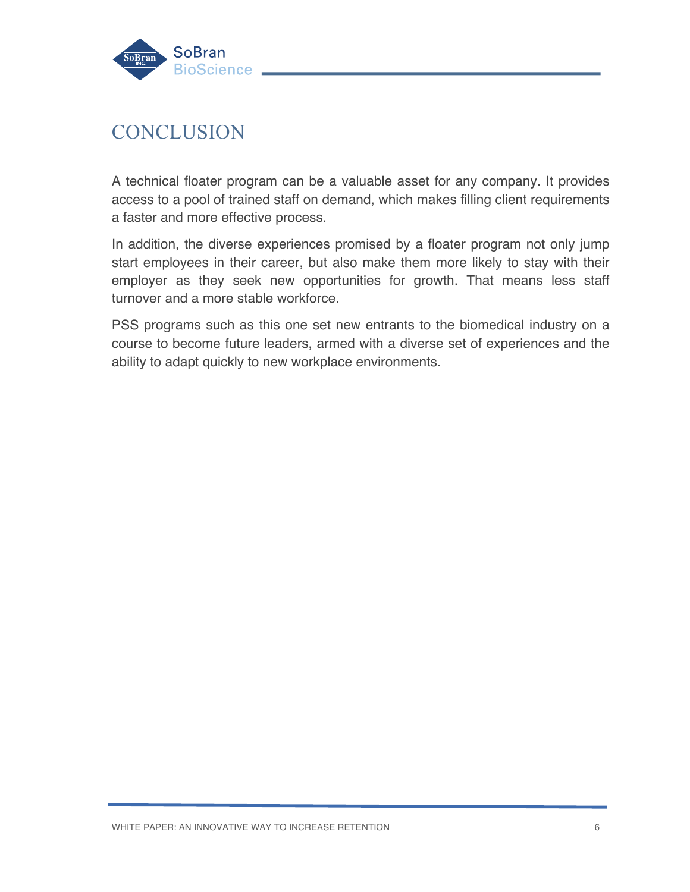# CONCLUSION

A technical floater program can be a valuable asset for any company. It provides access to a pool of trained staff on demand, which makes filling client requirements a faster and more effective process.

In addition, the diverse experiences promised by a floater program not only jump start employees in their career, but also make them more likely to stay with their employer as they seek new opportunities for growth. That means less staff turnover and a more stable workforce.

PSS programs such as this one set new entrants to the biomedical industry on a course to become future leaders, armed with a diverse set of experiences and the ability to adapt quickly to new workplace environments.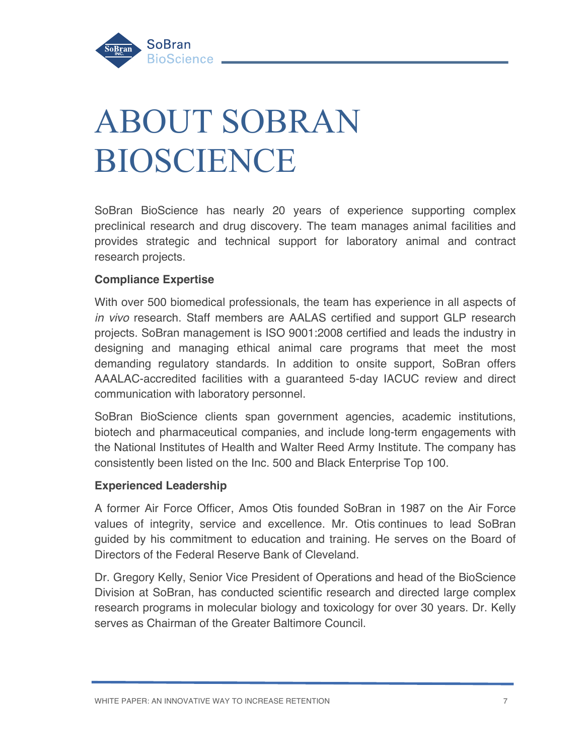# ABOUT SOBRAN BIOSCIENCE

SoBran BioScience has nearly 20 years of experience supporting complex preclinical research and drug discovery. The team manages animal facilities and provides strategic and technical support for laboratory animal and contract research projects.

**Compliance Expertise**

With over 500 biomedical professionals, the team has experience in all aspects of *in vivo* research. Staff members are AALAS certified and support GLP research projects. SoBran management is ISO 9001:2008 certified and leads the industry in designing and managing ethical animal care programs that meet the most demanding regulatory standards. In addition to onsite support, SoBran offers AAALAC-accredited facilities with a guaranteed 5-day IACUC review and direct communication with laboratory personnel.

SoBran BioScience clients span government agencies, academic institutions, biotech and pharmaceutical companies, and include long-term engagements with the National Institutes of Health and Walter Reed Army Institute. The company has consistently been listed on the Inc. 500 and Black Enterprise Top 100.

**Experienced Leadership**

A former Air Force Officer, Amos Otis founded SoBran in 1987 on the Air Force values of integrity, service and excellence. Mr. Otis continues to lead SoBran guided by his commitment to education and training. He serves on the Board of Directors of the Federal Reserve Bank of Cleveland.

Dr. Gregory Kelly, Senior Vice President of Operations and head of the BioScience Division at SoBran, has conducted scientific research and directed large complex research programs in molecular biology and toxicology for over 30 years. Dr. Kelly serves as Chairman of the Greater Baltimore Council.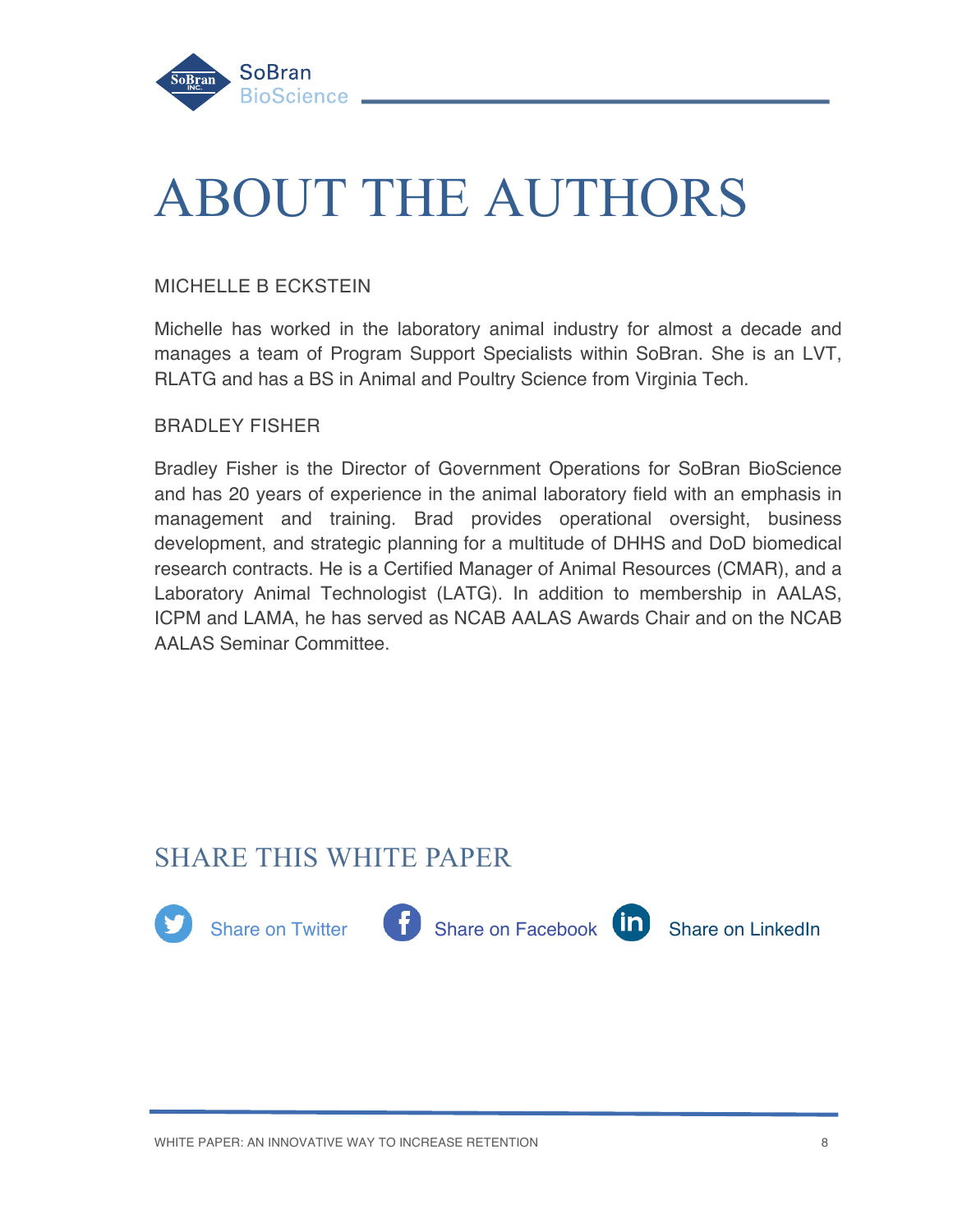# ABOUT THE AUTHORS

### MICHELLE B ECKSTEIN

Michelle has worked in the laboratory animal industry for almost a decade and manages a team of Program Support Specialists within SoBran. She is an LVT, RLATG and has a BS in Animal and Poultry Science from Virginia Tech.

### BRADLEY FISHER

Bradley Fisher is the Director of Government Operations for SoBran BioScience and has 20 years of experience in the animal laboratory field with an emphasis in management and training. Brad provides operational oversight, business development, and strategic planning for a multitude of DHHS and DoD biomedical research contracts. He is a Certified Manager of Animal Resources (CMAR), and a Laboratory Animal Technologist (LATG). In addition to membership in AALAS, ICPM and LAMA, he has served as NCAB AALAS Awards Chair and on the NCAB AALAS Seminar Committee.

## SHARE THIS WHITE PAPER

Share on Twitter Share on Facebook Share on LinkedIn